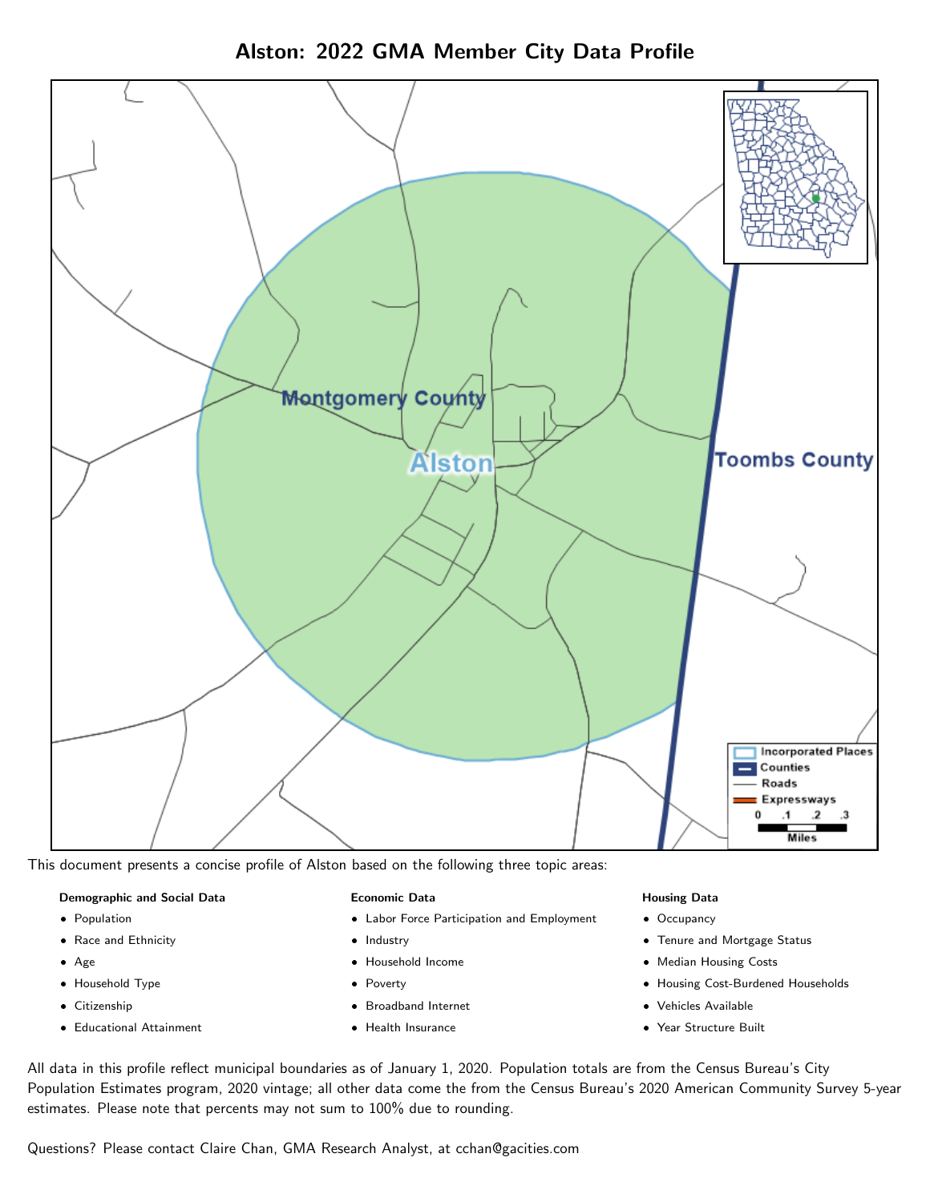# Alston: 2022 GMA Member City Data Profile

Montgomery County

Alston

Toombs County

Incorporated Places
Counties
Roads
Expressways
0 .1 .2 .3
Miles

This document presents a concise profile of Alston based on the following three topic areas:

**Demographic and Social Data**

- Population
- Race and Ethnicity
- Age
- Household Type
- Citizenship
- Educational Attainment

**Economic Data**

- Labor Force Participation and Employment
- Industry
- Household Income
- Poverty
- Broadband Internet
- Health Insurance

**Housing Data**

- Occupancy
- Tenure and Mortgage Status
- Median Housing Costs
- Housing Cost-Burdened Households
- Vehicles Available
- Year Structure Built

All data in this profile reflect municipal boundaries as of January 1, 2020. Population totals are from the Census Bureau's City Population Estimates program, 2020 vintage; all other data come the from the Census Bureau's 2020 American Community Survey 5-year estimates. Please note that percents may not sum to 100% due to rounding.

Questions? Please contact Claire Chan, GMA Research Analyst, at cchan@gacities.com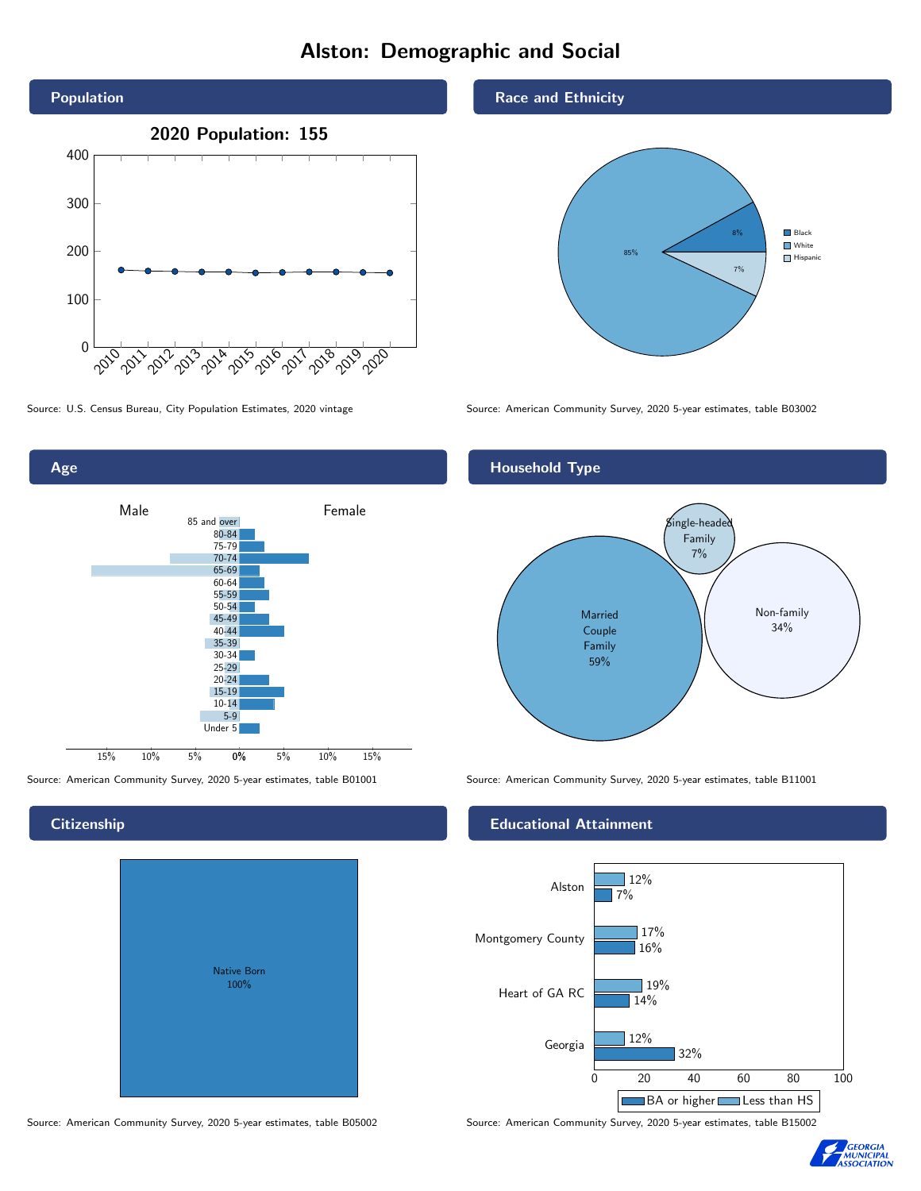# Alston: Demographic and Social

## Population

2020 Population: 155

400
300
200
100
0

2010 2011 2012 2013 2014 2015 2016 2017 2018 2019 2020

Source: U.S. Census Bureau, City Population Estimates, 2020 vintage

## Race and Ethnicity

8%
85%
7%

Black
White
Hispanic

Source: American Community Survey, 2020 5-year estimates, table B03002

## Age

Male
Female

85 and over
80-84
75-79
70-74
65-69
60-64
55-59
50-54
45-49
40-44
35-39
30-34
25-29
20-24
15-19
10-14
5-9
Under 5

15% 10% 5% 0% 5% 10% 15%

Source: American Community Survey, 2020 5-year estimates, table B01001

## Household Type

Single-headed Family 7%

Married Couple Family 59%

Non-family 34%

Source: American Community Survey, 2020 5-year estimates, table B11001

## Citizenship

Native Born 100%

Source: American Community Survey, 2020 5-year estimates, table B05002

## Educational Attainment

Alston
12%
7%

Montgomery County
17%
16%

Heart of GA RC
19%
14%

Georgia
12%
32%

0 20 40 60 80 100

BA or higher
Less than HS

Source: American Community Survey, 2020 5-year estimates, table B15002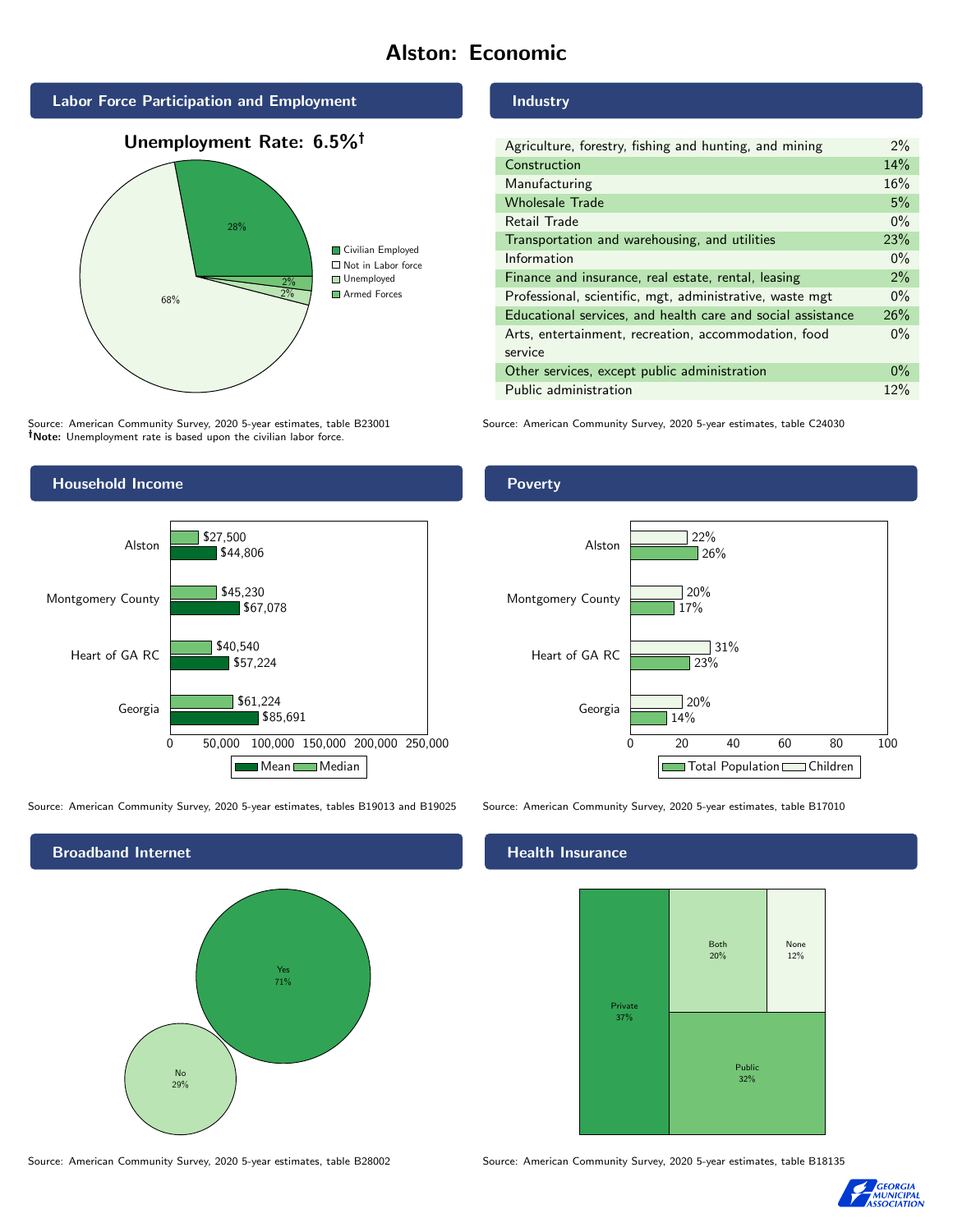# Alston: Economic

## Labor Force Participation and Employment

**Unemployment Rate: 6.5%†**

28%
2%
2%
68%

Civilian Employed
Not in Labor force
Unemployed
Armed Forces

Source: American Community Survey, 2020 5-year estimates, table B23001
**†Note:** Unemployment rate is based upon the civilian labor force.

## Industry

| | |
|---|---|
| Agriculture, forestry, fishing and hunting, and mining | 2% |
| Construction | 14% |
| Manufacturing | 16% |
| Wholesale Trade | 5% |
| Retail Trade | 0% |
| Transportation and warehousing, and utilities | 23% |
| Information | 0% |
| Finance and insurance, real estate, rental, leasing | 2% |
| Professional, scientific, mgt, administrative, waste mgt | 0% |
| Educational services, and health care and social assistance | 26% |
| Arts, entertainment, recreation, accommodation, food service | 0% |
| Other services, except public administration | 0% |
| Public administration | 12% |

Source: American Community Survey, 2020 5-year estimates, table C24030

## Household Income

Alston: $27,500 / $44,806
Montgomery County: $45,230 / $67,078
Heart of GA RC: $40,540 / $57,224
Georgia: $61,224 / $85,691

0 50,000 100,000 150,000 200,000 250,000

Mean  Median

Source: American Community Survey, 2020 5-year estimates, tables B19013 and B19025

## Poverty

Alston: 22% / 26%
Montgomery County: 20% / 17%
Heart of GA RC: 31% / 23%
Georgia: 20% / 14%

0 20 40 60 80 100

Total Population  Children

Source: American Community Survey, 2020 5-year estimates, table B17010

## Broadband Internet

Yes 71%
No 29%

Source: American Community Survey, 2020 5-year estimates, table B28002

## Health Insurance

Private 37%
Both 20%
None 12%
Public 32%

Source: American Community Survey, 2020 5-year estimates, table B18135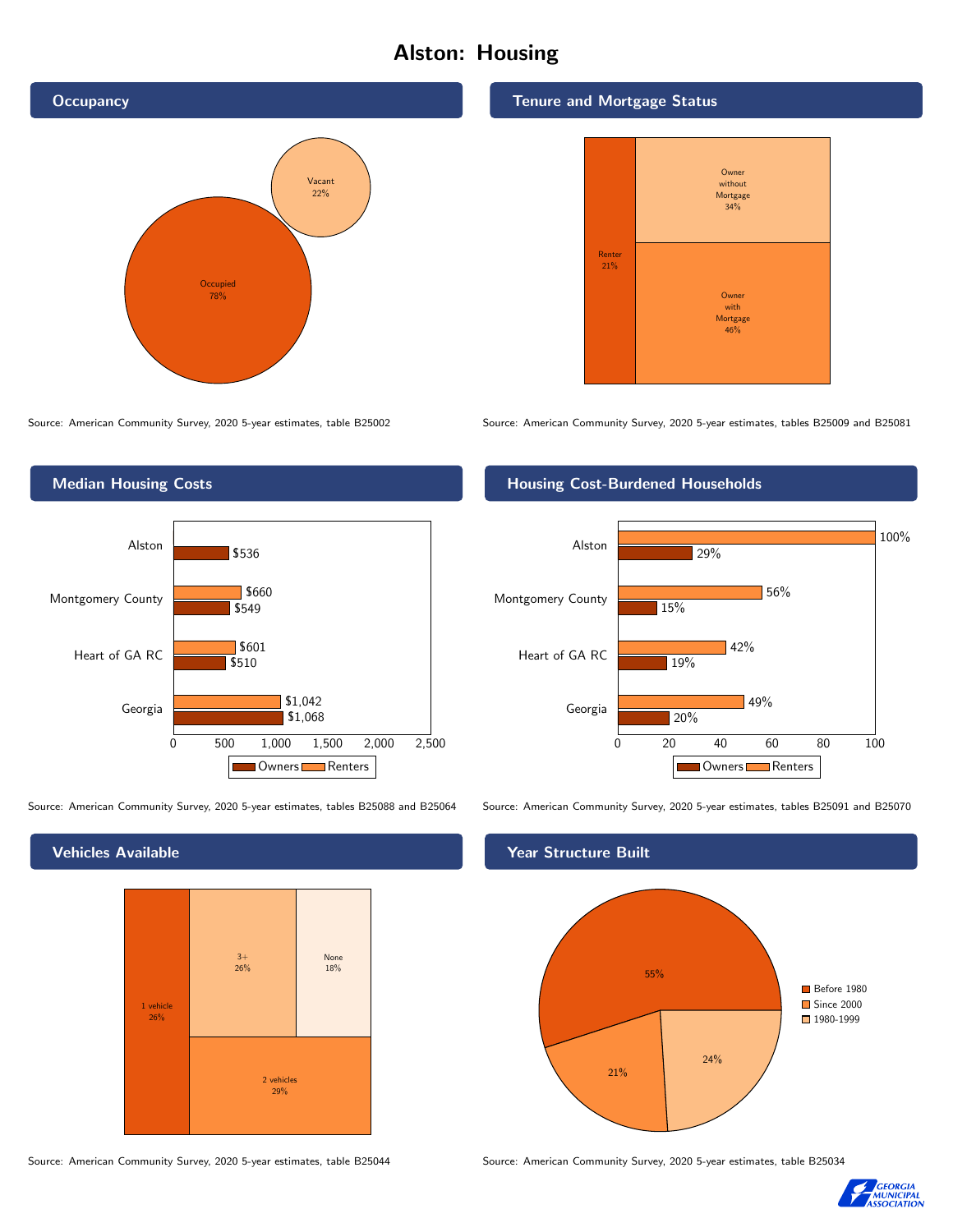# Alston: Housing

## Occupancy

Vacant
22%

Occupied
78%

Source: American Community Survey, 2020 5-year estimates, table B25002

## Tenure and Mortgage Status

Renter
21%

Owner
without
Mortgage
34%

Owner
with
Mortgage
46%

Source: American Community Survey, 2020 5-year estimates, tables B25009 and B25081

## Median Housing Costs

Alston
$536

Montgomery County
$660
$549

Heart of GA RC
$601
$510

Georgia
$1,042
$1,068

0 500 1,000 1,500 2,000 2,500

Owners Renters

Source: American Community Survey, 2020 5-year estimates, tables B25088 and B25064

## Housing Cost-Burdened Households

Alston
100%
29%

Montgomery County
56%
15%

Heart of GA RC
42%
19%

Georgia
49%
20%

0 20 40 60 80 100

Owners Renters

Source: American Community Survey, 2020 5-year estimates, tables B25091 and B25070

## Vehicles Available

1 vehicle
26%

3+
26%

None
18%

2 vehicles
29%

Source: American Community Survey, 2020 5-year estimates, table B25044

## Year Structure Built

55%

21%

24%

Before 1980
Since 2000
1980-1999

Source: American Community Survey, 2020 5-year estimates, table B25034